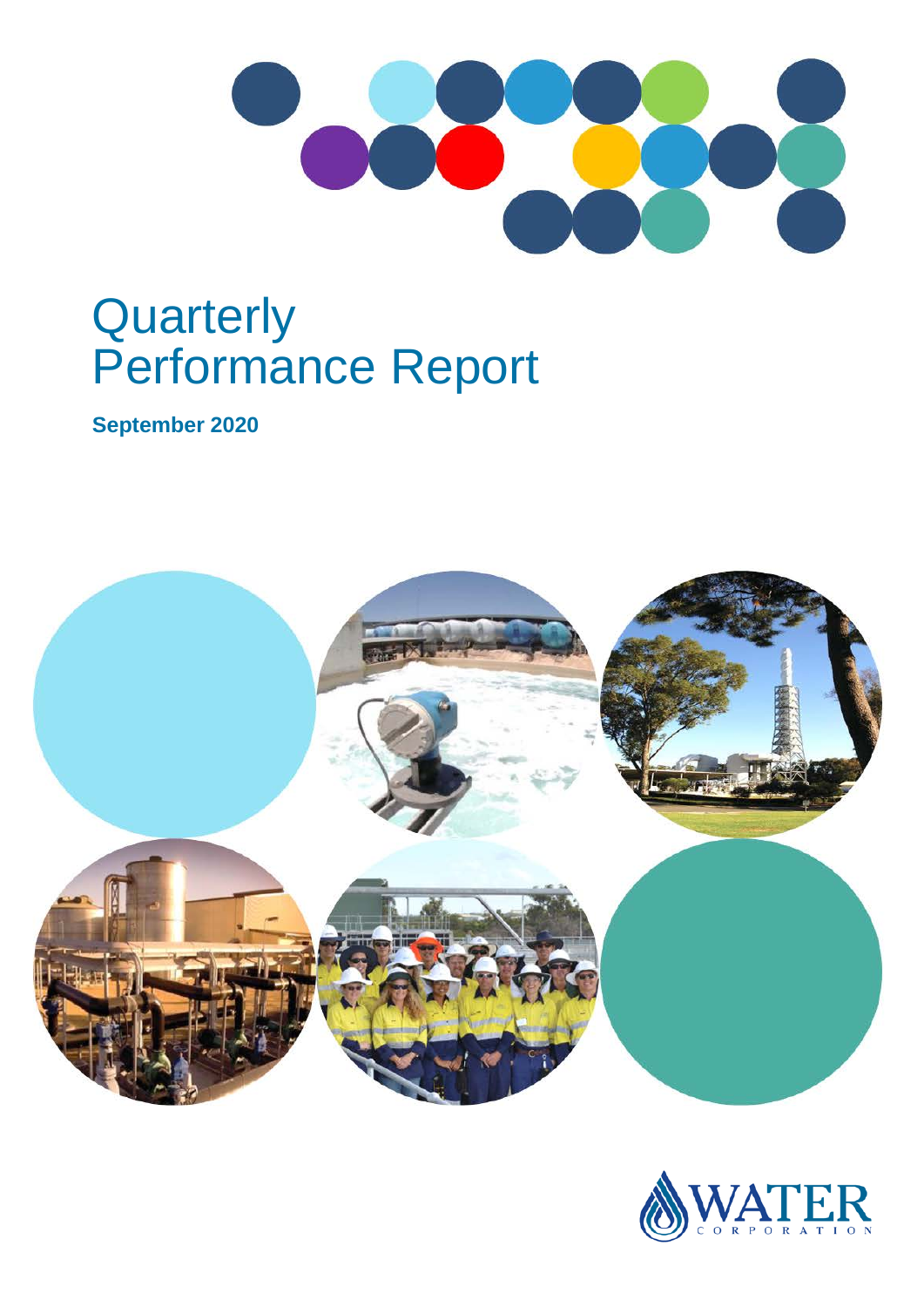# Quarterly Performance Report

**September 2020**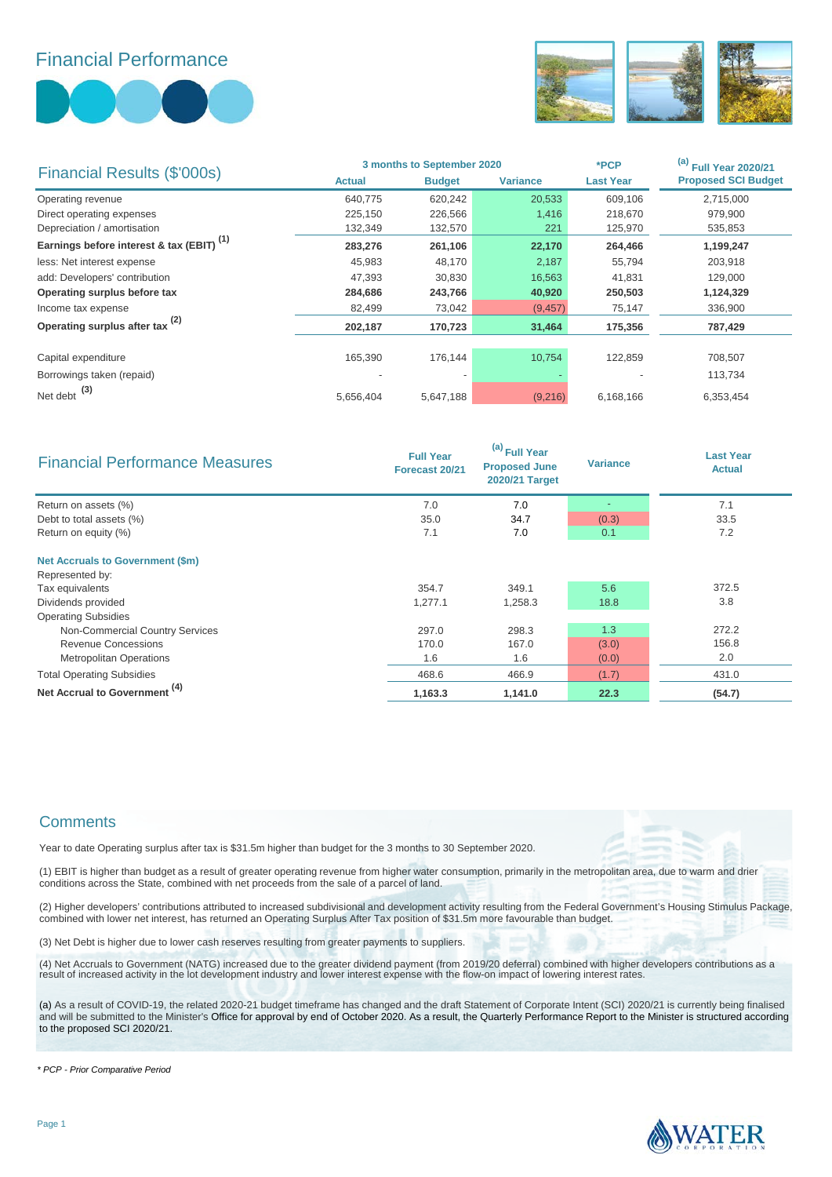# Financial Performance

| Financial Results ($'000s) | 3 months to September 2020 | | | *PCP | [(a)] Full Year 2020/21 |
|---|---|---|---|---|---|
| | Actual | Budget | Variance | Last Year | Proposed SCI Budget |
| Operating revenue | 640,775 | 620,242 | 20,533 | 609,106 | 2,715,000 |
| Direct operating expenses | 225,150 | 226,566 | 1,416 | 218,670 | 979,900 |
| Depreciation / amortisation | 132,349 | 132,570 | 221 | 125,970 | 535,853 |
| **Earnings before interest & tax (EBIT) [(1)]** | **283,276** | **261,106** | **22,170** | **264,466** | **1,199,247** |
| less: Net interest expense | 45,983 | 48,170 | 2,187 | 55,794 | 203,918 |
| add: Developers' contribution | 47,393 | 30,830 | 16,563 | 41,831 | 129,000 |
| **Operating surplus before tax** | **284,686** | **243,766** | **40,920** | **250,503** | **1,124,329** |
| Income tax expense | 82,499 | 73,042 | (9,457) | 75,147 | 336,900 |
| **Operating surplus after tax [(2)]** | **202,187** | **170,723** | **31,464** | **175,356** | **787,429** |
| Capital expenditure | 165,390 | 176,144 | 10,754 | 122,859 | 708,507 |
| Borrowings taken (repaid) | - | - | - | - | 113,734 |
| Net debt [(3)] | 5,656,404 | 5,647,188 | (9,216) | 6,168,166 | 6,353,454 |

| Financial Performance Measures | Full Year Forecast 20/21 | [(a)] Full Year Proposed June 2020/21 Target | Variance | Last Year Actual |
|---|---|---|---|---|
| Return on assets (%) | 7.0 | 7.0 | - | 7.1 |
| Debt to total assets (%) | 35.0 | 34.7 | (0.3) | 33.5 |
| Return on equity (%) | 7.1 | 7.0 | 0.1 | 7.2 |
| **Net Accruals to Government ($m)** | | | | |
| Represented by: | | | | |
| Tax equivalents | 354.7 | 349.1 | 5.6 | 372.5 |
| Dividends provided | 1,277.1 | 1,258.3 | 18.8 | 3.8 |
| Operating Subsidies | | | | |
| Non-Commercial Country Services | 297.0 | 298.3 | 1.3 | 272.2 |
| Revenue Concessions | 170.0 | 167.0 | (3.0) | 156.8 |
| Metropolitan Operations | 1.6 | 1.6 | (0.0) | 2.0 |
| Total Operating Subsidies | 468.6 | 466.9 | (1.7) | 431.0 |
| **Net Accrual to Government [(4)]** | **1,163.3** | **1,141.0** | **22.3** | **(54.7)** |

## Comments

Year to date Operating surplus after tax is $31.5m higher than budget for the 3 months to 30 September 2020.

(1) EBIT is higher than budget as a result of greater operating revenue from higher water consumption, primarily in the metropolitan area, due to warm and drier conditions across the State, combined with net proceeds from the sale of a parcel of land.

(2) Higher developers' contributions attributed to increased subdivisional and development activity resulting from the Federal Government's Housing Stimulus Package, combined with lower net interest, has returned an Operating Surplus After Tax position of $31.5m more favourable than budget.

(3) Net Debt is higher due to lower cash reserves resulting from greater payments to suppliers.

(4) Net Accruals to Government (NATG) increased due to the greater dividend payment (from 2019/20 deferral) combined with higher developers contributions as a result of increased activity in the lot development industry and lower interest expense with the flow-on impact of lowering interest rates.

(a) As a result of COVID-19, the related 2020-21 budget timeframe has changed and the draft Statement of Corporate Intent (SCI) 2020/21 is currently being finalised and will be submitted to the Minister's Office for approval by end of October 2020. As a result, the Quarterly Performance Report to the Minister is structured according to the proposed SCI 2020/21.

*\* PCP - Prior Comparative Period*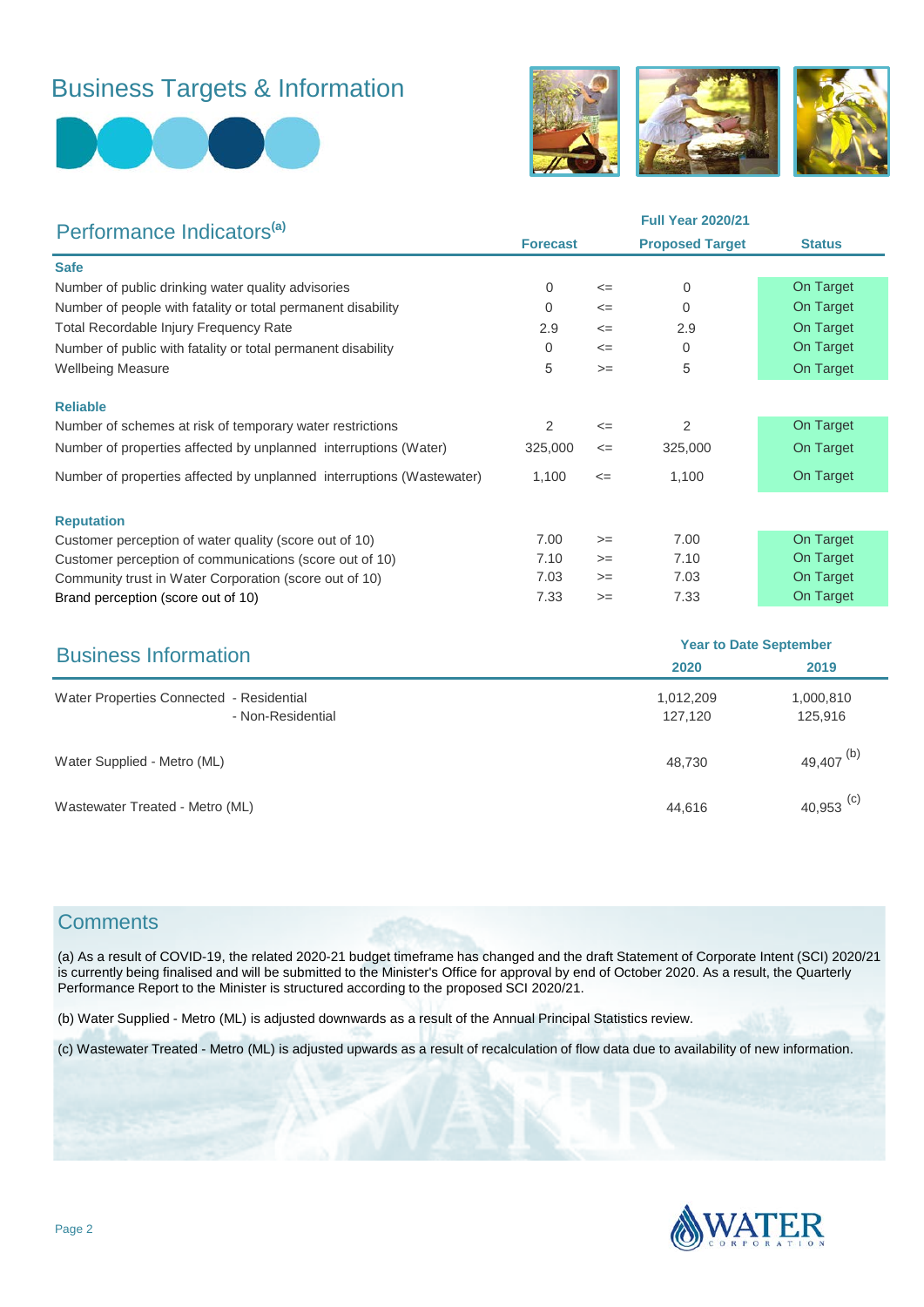# Business Targets & Information

## Performance Indicators[a]

| Performance Indicators[a] | Forecast | | Full Year 2020/21 Proposed Target | Status |
|---|---|---|---|---|
| **Safe** | | | | |
| Number of public drinking water quality advisories | 0 | <= | 0 | On Target |
| Number of people with fatality or total permanent disability | 0 | <= | 0 | On Target |
| Total Recordable Injury Frequency Rate | 2.9 | <= | 2.9 | On Target |
| Number of public with fatality or total permanent disability | 0 | <= | 0 | On Target |
| Wellbeing Measure | 5 | >= | 5 | On Target |
| **Reliable** | | | | |
| Number of schemes at risk of temporary water restrictions | 2 | <= | 2 | On Target |
| Number of properties affected by unplanned interruptions (Water) | 325,000 | <= | 325,000 | On Target |
| Number of properties affected by unplanned interruptions (Wastewater) | 1,100 | <= | 1,100 | On Target |
| **Reputation** | | | | |
| Customer perception of water quality (score out of 10) | 7.00 | >= | 7.00 | On Target |
| Customer perception of communications (score out of 10) | 7.10 | >= | 7.10 | On Target |
| Community trust in Water Corporation (score out of 10) | 7.03 | >= | 7.03 | On Target |
| Brand perception (score out of 10) | 7.33 | >= | 7.33 | On Target |

## Business Information

| Business Information | Year to Date September 2020 | 2019 |
|---|---|---|
| Water Properties Connected - Residential | 1,012,209 | 1,000,810 |
| - Non-Residential | 127,120 | 125,916 |
| Water Supplied - Metro (ML) | 48,730 | 49,407 [b] |
| Wastewater Treated - Metro (ML) | 44,616 | 40,953 [c] |

## Comments

(a) As a result of COVID-19, the related 2020-21 budget timeframe has changed and the draft Statement of Corporate Intent (SCI) 2020/21 is currently being finalised and will be submitted to the Minister's Office for approval by end of October 2020. As a result, the Quarterly Performance Report to the Minister is structured according to the proposed SCI 2020/21.

(b) Water Supplied - Metro (ML) is adjusted downwards as a result of the Annual Principal Statistics review.

(c) Wastewater Treated - Metro (ML) is adjusted upwards as a result of recalculation of flow data due to availability of new information.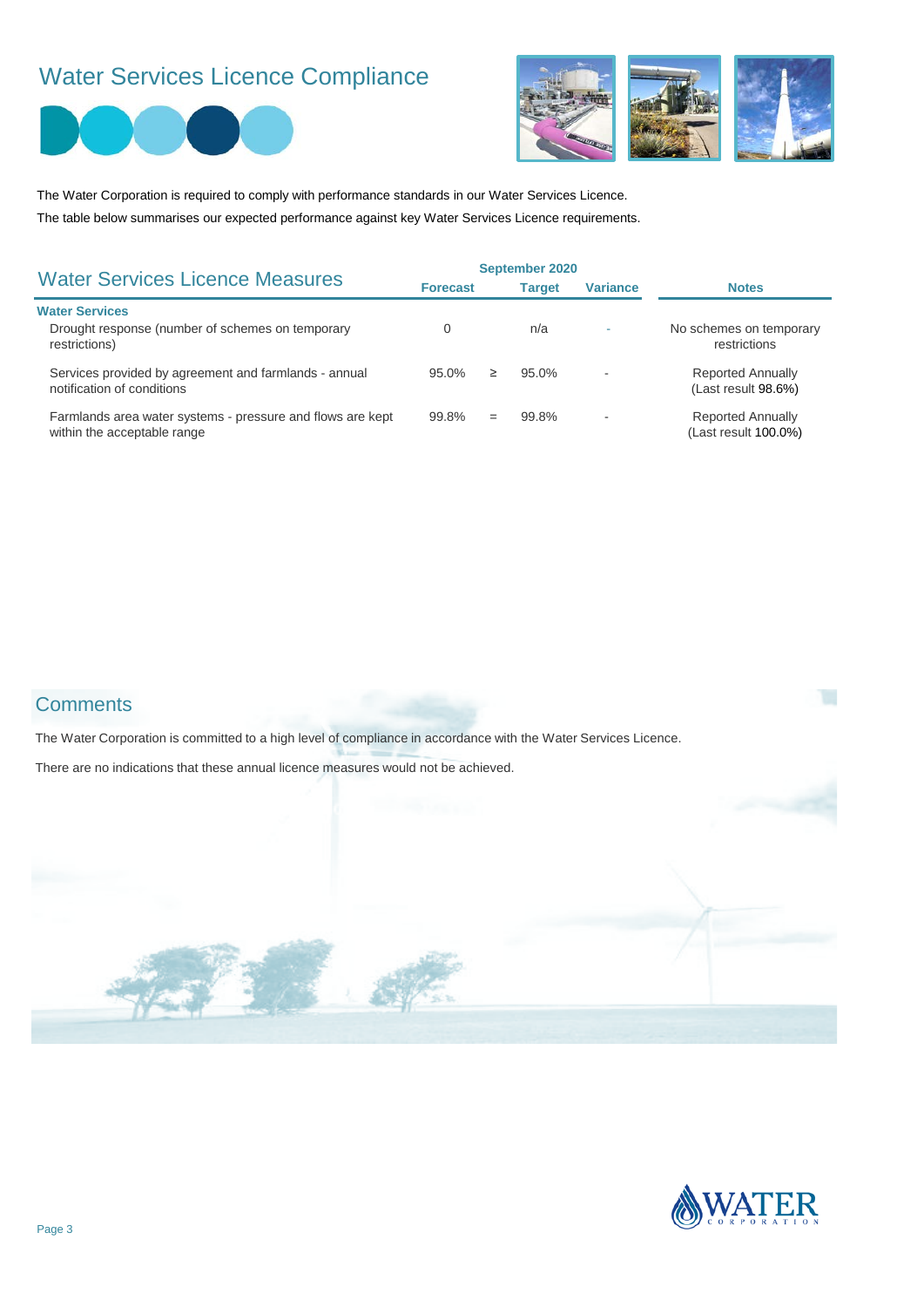# Water Services Licence Compliance

The Water Corporation is required to comply with performance standards in our Water Services Licence.

The table below summarises our expected performance against key Water Services Licence requirements.

| Water Services Licence Measures | September 2020 | | | | Notes |
|---|---|---|---|---|---|
| | Forecast | | Target | Variance | |
| **Water Services** | | | | | |
| Drought response (number of schemes on temporary restrictions) | 0 | | n/a | - | No schemes on temporary restrictions |
| Services provided by agreement and farmlands - annual notification of conditions | 95.0% | ≥ | 95.0% | - | Reported Annually (Last result 98.6%) |
| Farmlands area water systems - pressure and flows are kept within the acceptable range | 99.8% | = | 99.8% | - | Reported Annually (Last result 100.0%) |

## Comments

The Water Corporation is committed to a high level of compliance in accordance with the Water Services Licence.

There are no indications that these annual licence measures would not be achieved.